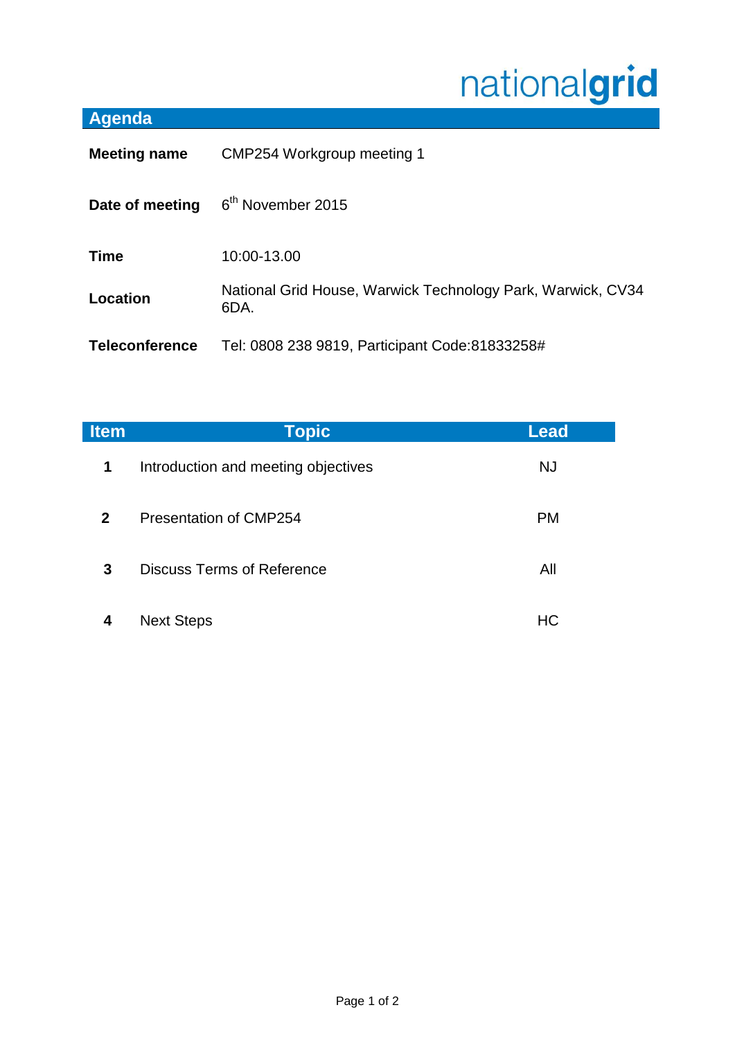nationalgrid

## Agenda

| | |
|---|---|
| **Meeting name** | CMP254 Workgroup meeting 1 |
| **Date of meeting** | 6th November 2015 |
| **Time** | 10:00-13.00 |
| **Location** | National Grid House, Warwick Technology Park, Warwick, CV34 6DA. |
| **Teleconference** | Tel: 0808 238 9819, Participant Code:81833258# |

| Item | Topic | Lead |
|---|---|---|
| **1** | Introduction and meeting objectives | NJ |
| **2** | Presentation of CMP254 | PM |
| **3** | Discuss Terms of Reference | All |
| **4** | Next Steps | HC |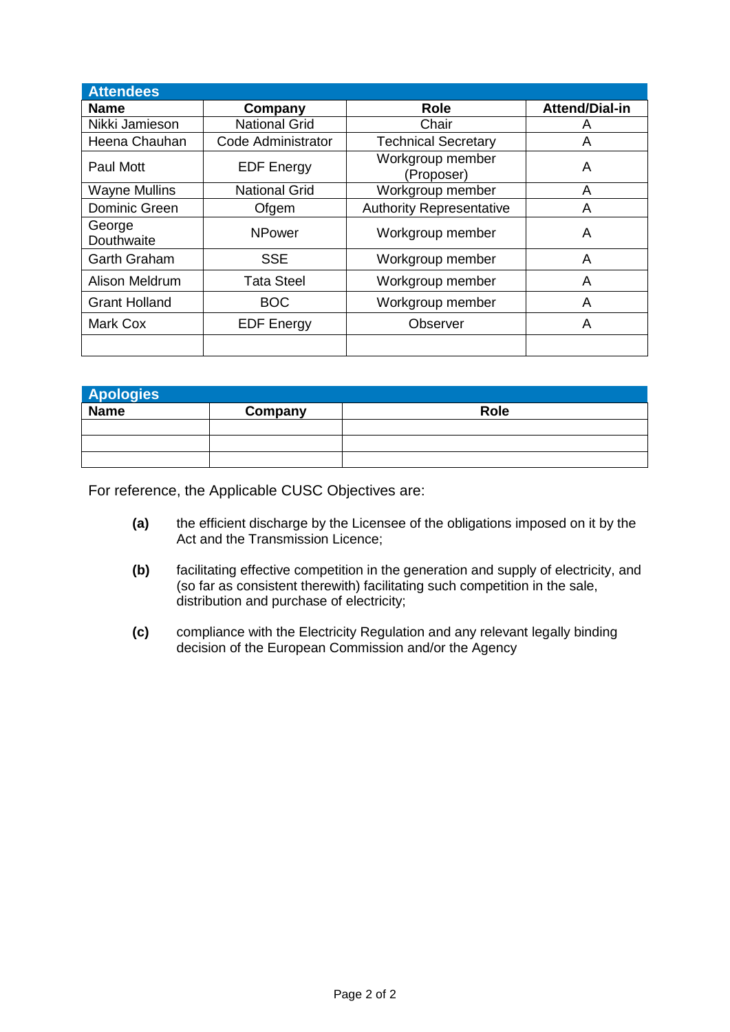| Attendees | | | |
|---|---|---|---|
| **Name** | **Company** | **Role** | **Attend/Dial-in** |
| Nikki Jamieson | National Grid | Chair | A |
| Heena Chauhan | Code Administrator | Technical Secretary | A |
| Paul Mott | EDF Energy | Workgroup member (Proposer) | A |
| Wayne Mullins | National Grid | Workgroup member | A |
| Dominic Green | Ofgem | Authority Representative | A |
| George Douthwaite | NPower | Workgroup member | A |
| Garth Graham | SSE | Workgroup member | A |
| Alison Meldrum | Tata Steel | Workgroup member | A |
| Grant Holland | BOC | Workgroup member | A |
| Mark Cox | EDF Energy | Observer | A |
| | | | |

| Apologies | | |
|---|---|---|
| **Name** | **Company** | **Role** |
| | | |
| | | |
| | | |

For reference, the Applicable CUSC Objectives are:

**(a)** the efficient discharge by the Licensee of the obligations imposed on it by the Act and the Transmission Licence;

**(b)** facilitating effective competition in the generation and supply of electricity, and (so far as consistent therewith) facilitating such competition in the sale, distribution and purchase of electricity;

**(c)** compliance with the Electricity Regulation and any relevant legally binding decision of the European Commission and/or the Agency